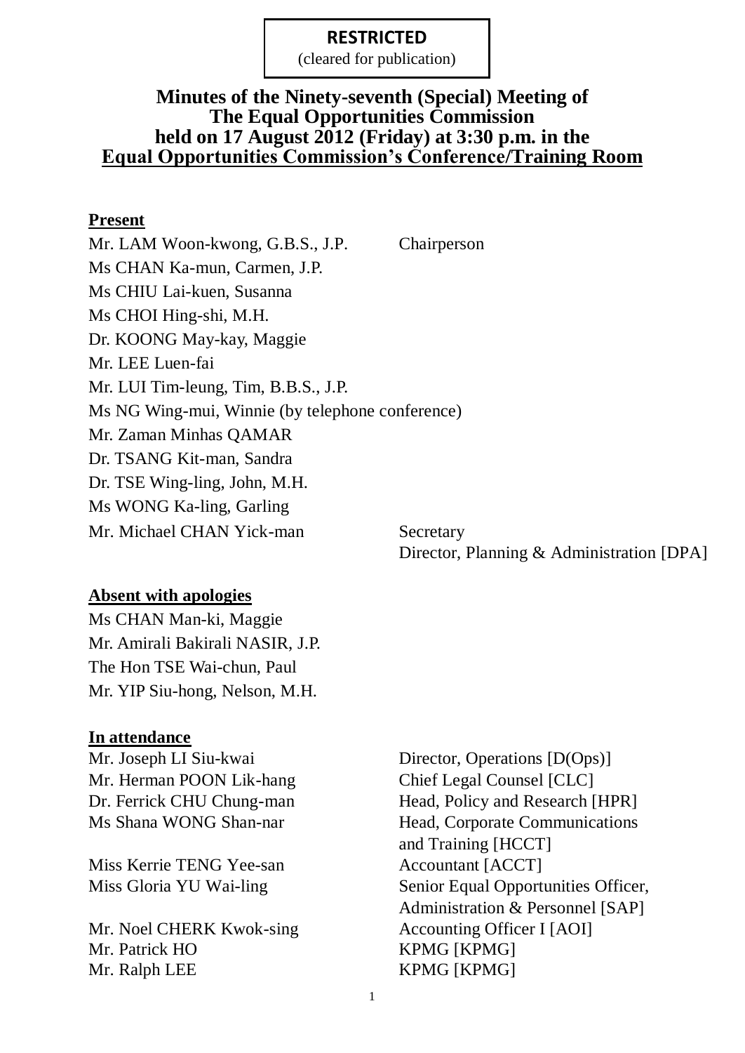**RESTRICTED**
(cleared for publication)

# Minutes of the Ninety-seventh (Special) Meeting of The Equal Opportunities Commission held on 17 August 2012 (Friday) at 3:30 p.m. in the Equal Opportunities Commission's Conference/Training Room

## Present

| | |
|---|---|
| Mr. LAM Woon-kwong, G.B.S., J.P. | Chairperson |
| Ms CHAN Ka-mun, Carmen, J.P. | |
| Ms CHIU Lai-kuen, Susanna | |
| Ms CHOI Hing-shi, M.H. | |
| Dr. KOONG May-kay, Maggie | |
| Mr. LEE Luen-fai | |
| Mr. LUI Tim-leung, Tim, B.B.S., J.P. | |
| Ms NG Wing-mui, Winnie (by telephone conference) | |
| Mr. Zaman Minhas QAMAR | |
| Dr. TSANG Kit-man, Sandra | |
| Dr. TSE Wing-ling, John, M.H. | |
| Ms WONG Ka-ling, Garling | |
| Mr. Michael CHAN Yick-man | Secretary<br>Director, Planning & Administration [DPA] |

## Absent with apologies

Ms CHAN Man-ki, Maggie
Mr. Amirali Bakirali NASIR, J.P.
The Hon TSE Wai-chun, Paul
Mr. YIP Siu-hong, Nelson, M.H.

## In attendance

| | |
|---|---|
| Mr. Joseph LI Siu-kwai | Director, Operations [D(Ops)] |
| Mr. Herman POON Lik-hang | Chief Legal Counsel [CLC] |
| Dr. Ferrick CHU Chung-man | Head, Policy and Research [HPR] |
| Ms Shana WONG Shan-nar | Head, Corporate Communications and Training [HCCT] |
| Miss Kerrie TENG Yee-san | Accountant [ACCT] |
| Miss Gloria YU Wai-ling | Senior Equal Opportunities Officer, Administration & Personnel [SAP] |
| Mr. Noel CHERK Kwok-sing | Accounting Officer I [AOI] |
| Mr. Patrick HO | KPMG [KPMG] |
| Mr. Ralph LEE | KPMG [KPMG] |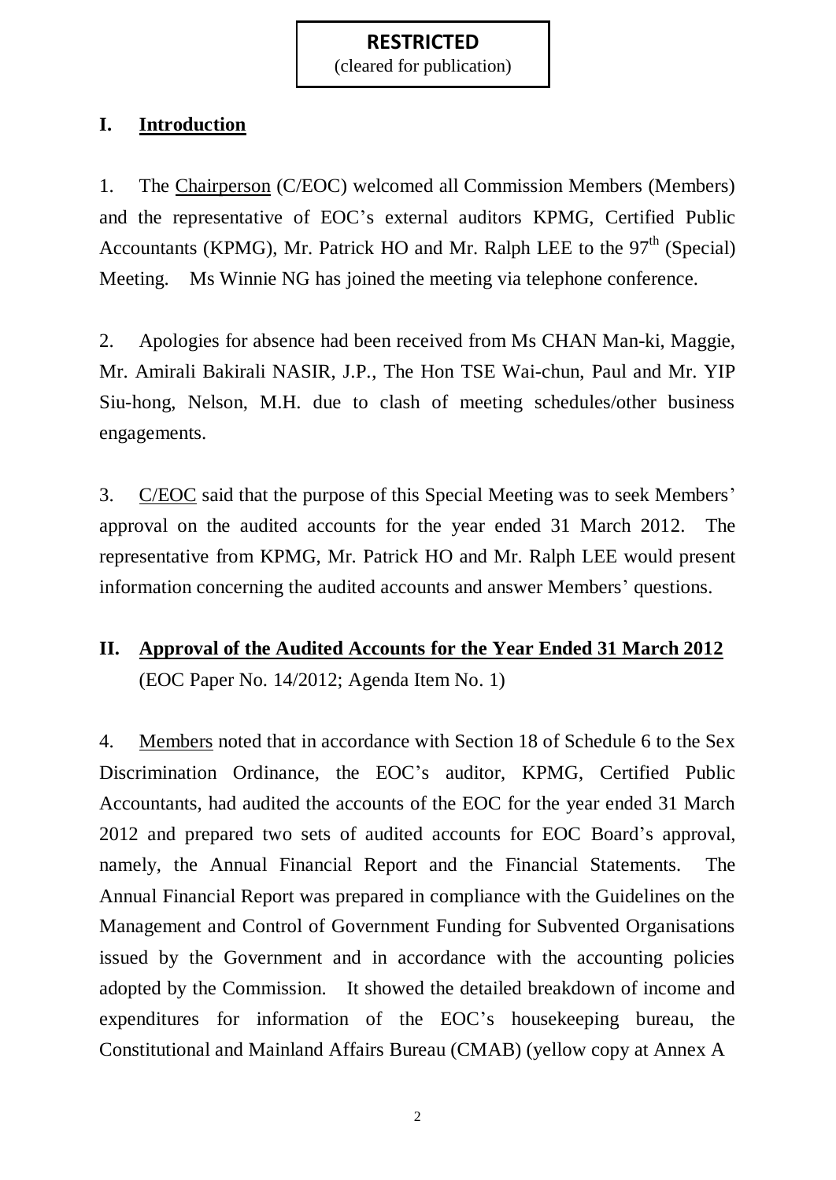**RESTRICTED**
(cleared for publication)

## I. Introduction

1. The Chairperson (C/EOC) welcomed all Commission Members (Members) and the representative of EOC's external auditors KPMG, Certified Public Accountants (KPMG), Mr. Patrick HO and Mr. Ralph LEE to the 97th (Special) Meeting. Ms Winnie NG has joined the meeting via telephone conference.

2. Apologies for absence had been received from Ms CHAN Man-ki, Maggie, Mr. Amirali Bakirali NASIR, J.P., The Hon TSE Wai-chun, Paul and Mr. YIP Siu-hong, Nelson, M.H. due to clash of meeting schedules/other business engagements.

3. C/EOC said that the purpose of this Special Meeting was to seek Members' approval on the audited accounts for the year ended 31 March 2012. The representative from KPMG, Mr. Patrick HO and Mr. Ralph LEE would present information concerning the audited accounts and answer Members' questions.

## II. Approval of the Audited Accounts for the Year Ended 31 March 2012

(EOC Paper No. 14/2012; Agenda Item No. 1)

4. Members noted that in accordance with Section 18 of Schedule 6 to the Sex Discrimination Ordinance, the EOC's auditor, KPMG, Certified Public Accountants, had audited the accounts of the EOC for the year ended 31 March 2012 and prepared two sets of audited accounts for EOC Board's approval, namely, the Annual Financial Report and the Financial Statements. The Annual Financial Report was prepared in compliance with the Guidelines on the Management and Control of Government Funding for Subvented Organisations issued by the Government and in accordance with the accounting policies adopted by the Commission. It showed the detailed breakdown of income and expenditures for information of the EOC's housekeeping bureau, the Constitutional and Mainland Affairs Bureau (CMAB) (yellow copy at Annex A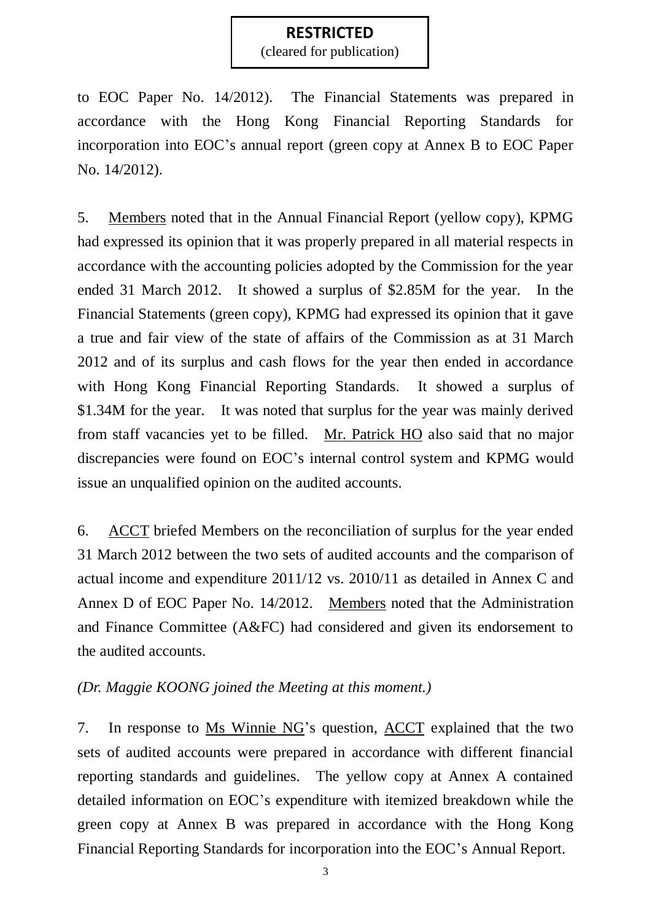**RESTRICTED**
(cleared for publication)

to EOC Paper No. 14/2012). The Financial Statements was prepared in accordance with the Hong Kong Financial Reporting Standards for incorporation into EOC's annual report (green copy at Annex B to EOC Paper No. 14/2012).

5. Members noted that in the Annual Financial Report (yellow copy), KPMG had expressed its opinion that it was properly prepared in all material respects in accordance with the accounting policies adopted by the Commission for the year ended 31 March 2012. It showed a surplus of $2.85M for the year. In the Financial Statements (green copy), KPMG had expressed its opinion that it gave a true and fair view of the state of affairs of the Commission as at 31 March 2012 and of its surplus and cash flows for the year then ended in accordance with Hong Kong Financial Reporting Standards. It showed a surplus of $1.34M for the year. It was noted that surplus for the year was mainly derived from staff vacancies yet to be filled. Mr. Patrick HO also said that no major discrepancies were found on EOC's internal control system and KPMG would issue an unqualified opinion on the audited accounts.

6. ACCT briefed Members on the reconciliation of surplus for the year ended 31 March 2012 between the two sets of audited accounts and the comparison of actual income and expenditure 2011/12 vs. 2010/11 as detailed in Annex C and Annex D of EOC Paper No. 14/2012. Members noted that the Administration and Finance Committee (A&FC) had considered and given its endorsement to the audited accounts.

*(Dr. Maggie KOONG joined the Meeting at this moment.)*

7. In response to Ms Winnie NG's question, ACCT explained that the two sets of audited accounts were prepared in accordance with different financial reporting standards and guidelines. The yellow copy at Annex A contained detailed information on EOC's expenditure with itemized breakdown while the green copy at Annex B was prepared in accordance with the Hong Kong Financial Reporting Standards for incorporation into the EOC's Annual Report.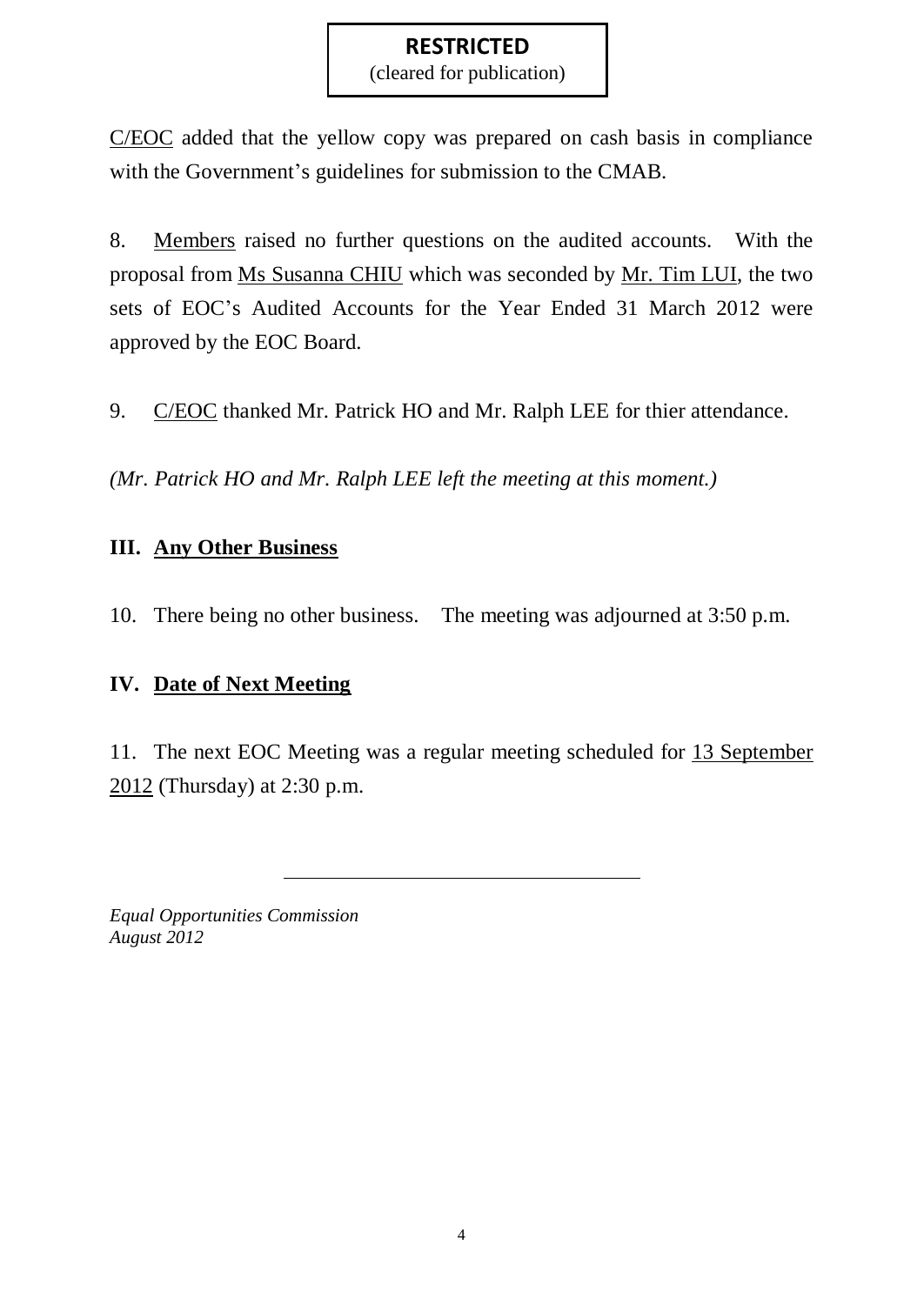**RESTRICTED**
(cleared for publication)

C/EOC added that the yellow copy was prepared on cash basis in compliance with the Government's guidelines for submission to the CMAB.

8. Members raised no further questions on the audited accounts. With the proposal from Ms Susanna CHIU which was seconded by Mr. Tim LUI, the two sets of EOC's Audited Accounts for the Year Ended 31 March 2012 were approved by the EOC Board.

9. C/EOC thanked Mr. Patrick HO and Mr. Ralph LEE for thier attendance.

*(Mr. Patrick HO and Mr. Ralph LEE left the meeting at this moment.)*

## III. Any Other Business

10. There being no other business. The meeting was adjourned at 3:50 p.m.

## IV. Date of Next Meeting

11. The next EOC Meeting was a regular meeting scheduled for 13 September 2012 (Thursday) at 2:30 p.m.

---

*Equal Opportunities Commission*
*August 2012*